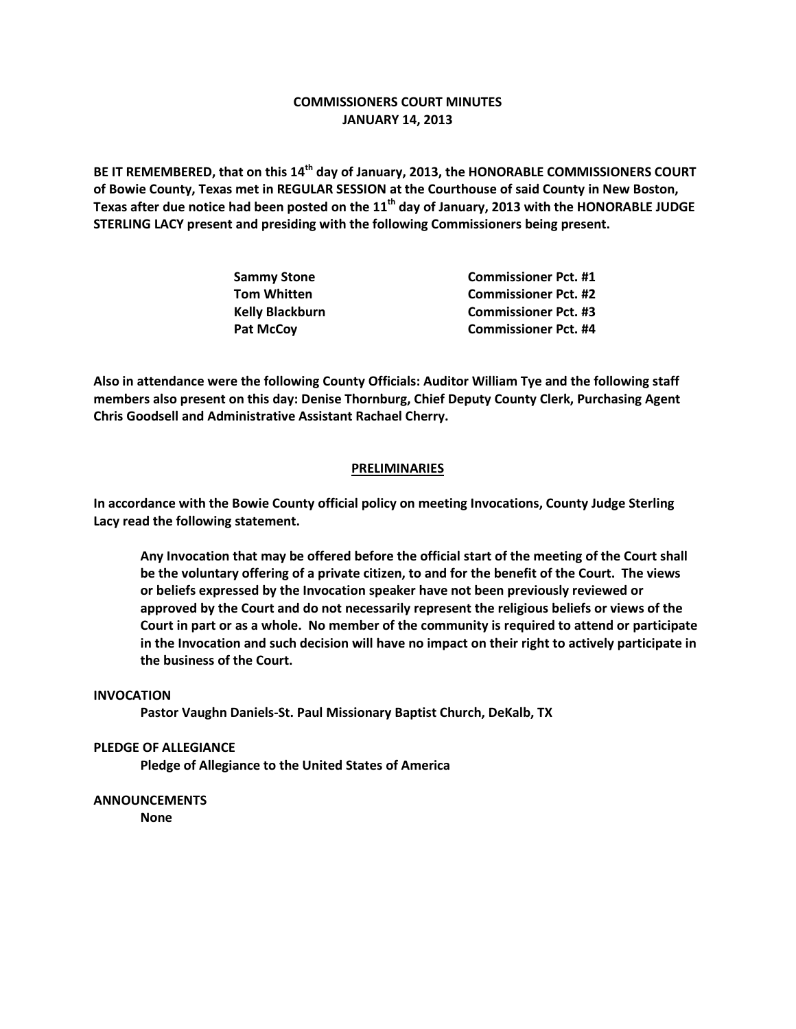# COMMISSIONERS COURT MINUTES
## JANUARY 14, 2013

**BE IT REMEMBERED, that on this 14th day of January, 2013, the HONORABLE COMMISSIONERS COURT of Bowie County, Texas met in REGULAR SESSION at the Courthouse of said County in New Boston, Texas after due notice had been posted on the 11th day of January, 2013 with the HONORABLE JUDGE STERLING LACY present and presiding with the following Commissioners being present.**

| | |
|---|---|
| **Sammy Stone** | **Commissioner Pct. #1** |
| **Tom Whitten** | **Commissioner Pct. #2** |
| **Kelly Blackburn** | **Commissioner Pct. #3** |
| **Pat McCoy** | **Commissioner Pct. #4** |

**Also in attendance were the following County Officials: Auditor William Tye and the following staff members also present on this day: Denise Thornburg, Chief Deputy County Clerk, Purchasing Agent Chris Goodsell and Administrative Assistant Rachael Cherry.**

## PRELIMINARIES

**In accordance with the Bowie County official policy on meeting Invocations, County Judge Sterling Lacy read the following statement.**

> **Any Invocation that may be offered before the official start of the meeting of the Court shall be the voluntary offering of a private citizen, to and for the benefit of the Court. The views or beliefs expressed by the Invocation speaker have not been previously reviewed or approved by the Court and do not necessarily represent the religious beliefs or views of the Court in part or as a whole. No member of the community is required to attend or participate in the Invocation and such decision will have no impact on their right to actively participate in the business of the Court.**

**INVOCATION**

**Pastor Vaughn Daniels-St. Paul Missionary Baptist Church, DeKalb, TX**

**PLEDGE OF ALLEGIANCE**

**Pledge of Allegiance to the United States of America**

**ANNOUNCEMENTS**

**None**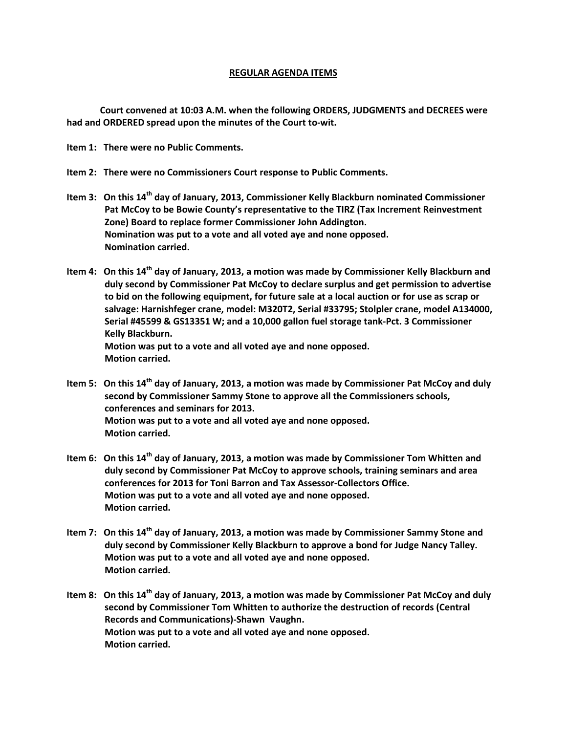**REGULAR AGENDA ITEMS**

**Court convened at 10:03 A.M. when the following ORDERS, JUDGMENTS and DECREES were had and ORDERED spread upon the minutes of the Court to-wit.**

**Item 1: There were no Public Comments.**

**Item 2: There were no Commissioners Court response to Public Comments.**

**Item 3: On this 14th day of January, 2013, Commissioner Kelly Blackburn nominated Commissioner Pat McCoy to be Bowie County's representative to the TIRZ (Tax Increment Reinvestment Zone) Board to replace former Commissioner John Addington.**
**Nomination was put to a vote and all voted aye and none opposed.**
**Nomination carried.**

**Item 4: On this 14th day of January, 2013, a motion was made by Commissioner Kelly Blackburn and duly second by Commissioner Pat McCoy to declare surplus and get permission to advertise to bid on the following equipment, for future sale at a local auction or for use as scrap or salvage: Harnishfeger crane, model: M320T2, Serial #33795; Stolpler crane, model A134000, Serial #45599 & GS13351 W; and a 10,000 gallon fuel storage tank-Pct. 3 Commissioner Kelly Blackburn.**
**Motion was put to a vote and all voted aye and none opposed.**
**Motion carried.**

**Item 5: On this 14th day of January, 2013, a motion was made by Commissioner Pat McCoy and duly second by Commissioner Sammy Stone to approve all the Commissioners schools, conferences and seminars for 2013.**
**Motion was put to a vote and all voted aye and none opposed.**
**Motion carried.**

**Item 6: On this 14th day of January, 2013, a motion was made by Commissioner Tom Whitten and duly second by Commissioner Pat McCoy to approve schools, training seminars and area conferences for 2013 for Toni Barron and Tax Assessor-Collectors Office.**
**Motion was put to a vote and all voted aye and none opposed.**
**Motion carried.**

**Item 7: On this 14th day of January, 2013, a motion was made by Commissioner Sammy Stone and duly second by Commissioner Kelly Blackburn to approve a bond for Judge Nancy Talley.**
**Motion was put to a vote and all voted aye and none opposed.**
**Motion carried.**

**Item 8: On this 14th day of January, 2013, a motion was made by Commissioner Pat McCoy and duly second by Commissioner Tom Whitten to authorize the destruction of records (Central Records and Communications)-Shawn Vaughn.**
**Motion was put to a vote and all voted aye and none opposed.**
**Motion carried.**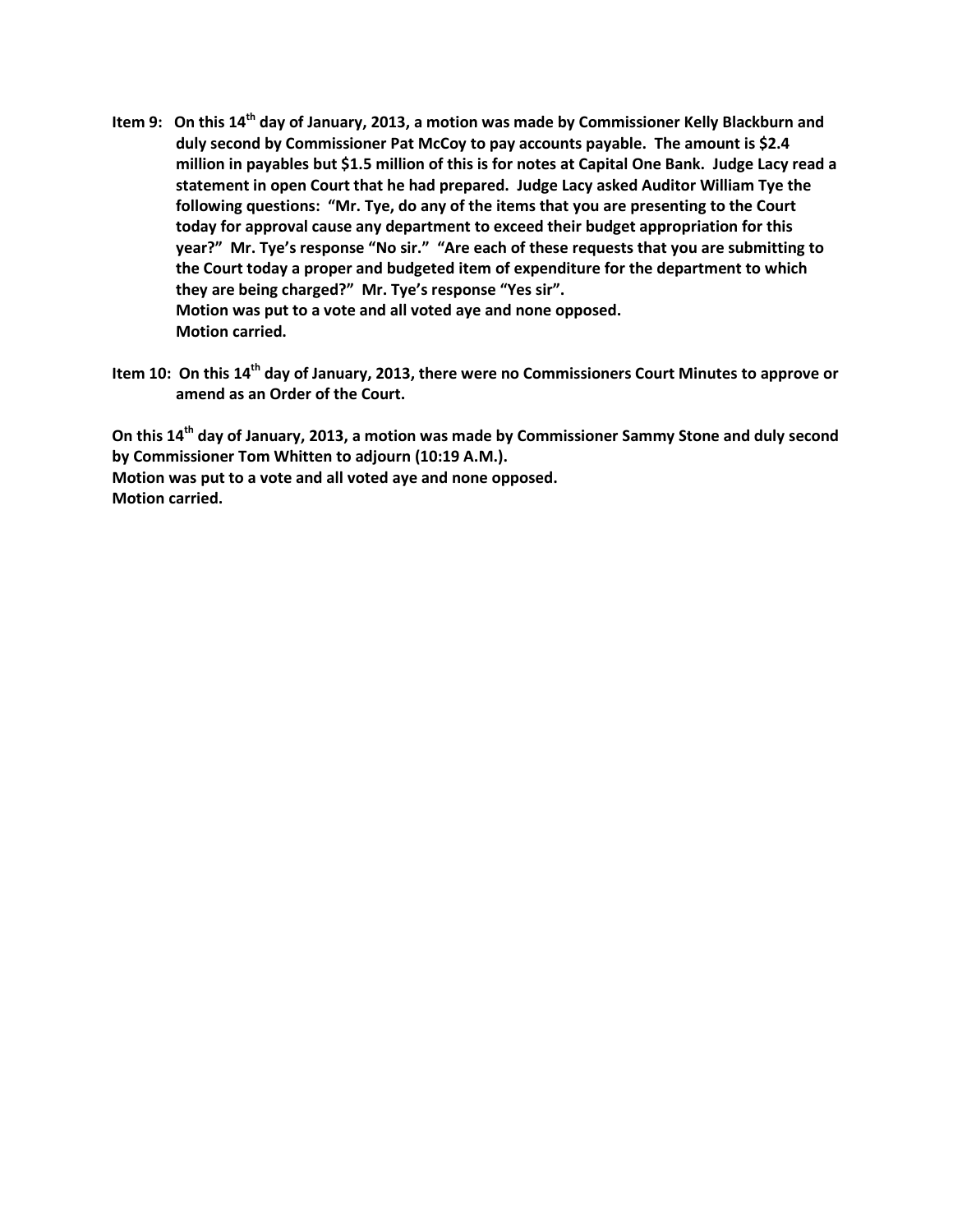**Item 9: On this 14th day of January, 2013, a motion was made by Commissioner Kelly Blackburn and duly second by Commissioner Pat McCoy to pay accounts payable. The amount is $2.4 million in payables but $1.5 million of this is for notes at Capital One Bank. Judge Lacy read a statement in open Court that he had prepared. Judge Lacy asked Auditor William Tye the following questions: "Mr. Tye, do any of the items that you are presenting to the Court today for approval cause any department to exceed their budget appropriation for this year?" Mr. Tye's response "No sir." "Are each of these requests that you are submitting to the Court today a proper and budgeted item of expenditure for the department to which they are being charged?" Mr. Tye's response "Yes sir".**
**Motion was put to a vote and all voted aye and none opposed.**
**Motion carried.**

**Item 10: On this 14th day of January, 2013, there were no Commissioners Court Minutes to approve or amend as an Order of the Court.**

**On this 14th day of January, 2013, a motion was made by Commissioner Sammy Stone and duly second by Commissioner Tom Whitten to adjourn (10:19 A.M.).**
**Motion was put to a vote and all voted aye and none opposed.**
**Motion carried.**